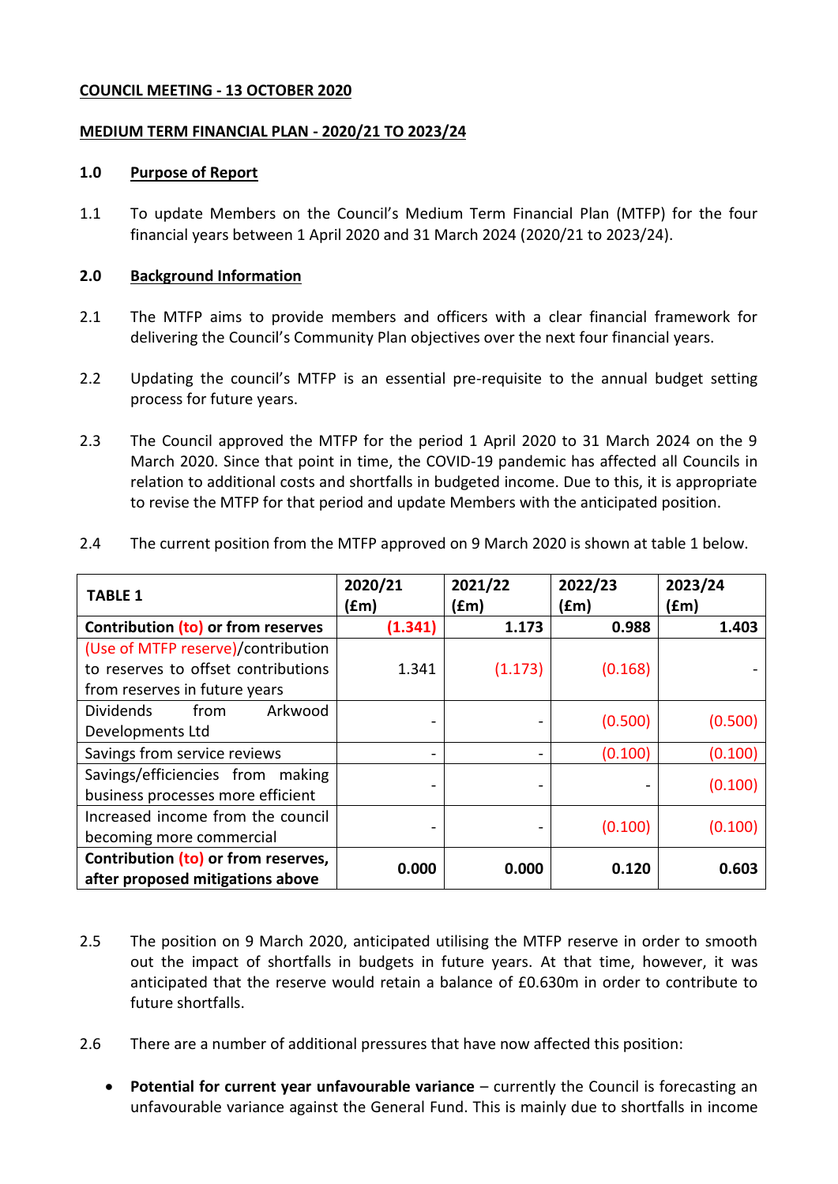**COUNCIL MEETING - 13 OCTOBER 2020**

**MEDIUM TERM FINANCIAL PLAN - 2020/21 TO 2023/24**

## 1.0 Purpose of Report

1.1 To update Members on the Council's Medium Term Financial Plan (MTFP) for the four financial years between 1 April 2020 and 31 March 2024 (2020/21 to 2023/24).

## 2.0 Background Information

2.1 The MTFP aims to provide members and officers with a clear financial framework for delivering the Council's Community Plan objectives over the next four financial years.

2.2 Updating the council's MTFP is an essential pre-requisite to the annual budget setting process for future years.

2.3 The Council approved the MTFP for the period 1 April 2020 to 31 March 2024 on the 9 March 2020. Since that point in time, the COVID-19 pandemic has affected all Councils in relation to additional costs and shortfalls in budgeted income. Due to this, it is appropriate to revise the MTFP for that period and update Members with the anticipated position.

2.4 The current position from the MTFP approved on 9 March 2020 is shown at table 1 below.

| TABLE 1 | 2020/21 (£m) | 2021/22 (£m) | 2022/23 (£m) | 2023/24 (£m) |
|---|---|---|---|---|
| **Contribution (to) or from reserves** | **(1.341)** | **1.173** | **0.988** | **1.403** |
| (Use of MTFP reserve)/contribution to reserves to offset contributions from reserves in future years | 1.341 | (1.173) | (0.168) | - |
| Dividends from Arkwood Developments Ltd | - | - | (0.500) | (0.500) |
| Savings from service reviews | - | - | (0.100) | (0.100) |
| Savings/efficiencies from making business processes more efficient | - | - | - | (0.100) |
| Increased income from the council becoming more commercial | - | - | (0.100) | (0.100) |
| **Contribution (to) or from reserves, after proposed mitigations above** | **0.000** | **0.000** | **0.120** | **0.603** |

2.5 The position on 9 March 2020, anticipated utilising the MTFP reserve in order to smooth out the impact of shortfalls in budgets in future years. At that time, however, it was anticipated that the reserve would retain a balance of £0.630m in order to contribute to future shortfalls.

2.6 There are a number of additional pressures that have now affected this position:

- **Potential for current year unfavourable variance** – currently the Council is forecasting an unfavourable variance against the General Fund. This is mainly due to shortfalls in income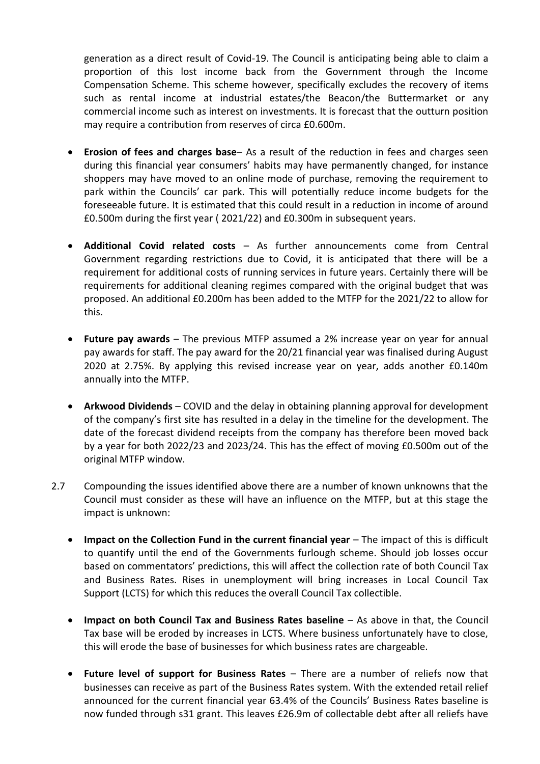generation as a direct result of Covid-19. The Council is anticipating being able to claim a proportion of this lost income back from the Government through the Income Compensation Scheme. This scheme however, specifically excludes the recovery of items such as rental income at industrial estates/the Beacon/the Buttermarket or any commercial income such as interest on investments. It is forecast that the outturn position may require a contribution from reserves of circa £0.600m.

- **Erosion of fees and charges base**– As a result of the reduction in fees and charges seen during this financial year consumers' habits may have permanently changed, for instance shoppers may have moved to an online mode of purchase, removing the requirement to park within the Councils' car park. This will potentially reduce income budgets for the foreseeable future. It is estimated that this could result in a reduction in income of around £0.500m during the first year ( 2021/22) and £0.300m in subsequent years.

- **Additional Covid related costs** – As further announcements come from Central Government regarding restrictions due to Covid, it is anticipated that there will be a requirement for additional costs of running services in future years. Certainly there will be requirements for additional cleaning regimes compared with the original budget that was proposed. An additional £0.200m has been added to the MTFP for the 2021/22 to allow for this.

- **Future pay awards** – The previous MTFP assumed a 2% increase year on year for annual pay awards for staff. The pay award for the 20/21 financial year was finalised during August 2020 at 2.75%. By applying this revised increase year on year, adds another £0.140m annually into the MTFP.

- **Arkwood Dividends** – COVID and the delay in obtaining planning approval for development of the company's first site has resulted in a delay in the timeline for the development. The date of the forecast dividend receipts from the company has therefore been moved back by a year for both 2022/23 and 2023/24. This has the effect of moving £0.500m out of the original MTFP window.

2.7 Compounding the issues identified above there are a number of known unknowns that the Council must consider as these will have an influence on the MTFP, but at this stage the impact is unknown:

- **Impact on the Collection Fund in the current financial year** – The impact of this is difficult to quantify until the end of the Governments furlough scheme. Should job losses occur based on commentators' predictions, this will affect the collection rate of both Council Tax and Business Rates. Rises in unemployment will bring increases in Local Council Tax Support (LCTS) for which this reduces the overall Council Tax collectible.

- **Impact on both Council Tax and Business Rates baseline** – As above in that, the Council Tax base will be eroded by increases in LCTS. Where business unfortunately have to close, this will erode the base of businesses for which business rates are chargeable.

- **Future level of support for Business Rates** – There are a number of reliefs now that businesses can receive as part of the Business Rates system. With the extended retail relief announced for the current financial year 63.4% of the Councils' Business Rates baseline is now funded through s31 grant. This leaves £26.9m of collectable debt after all reliefs have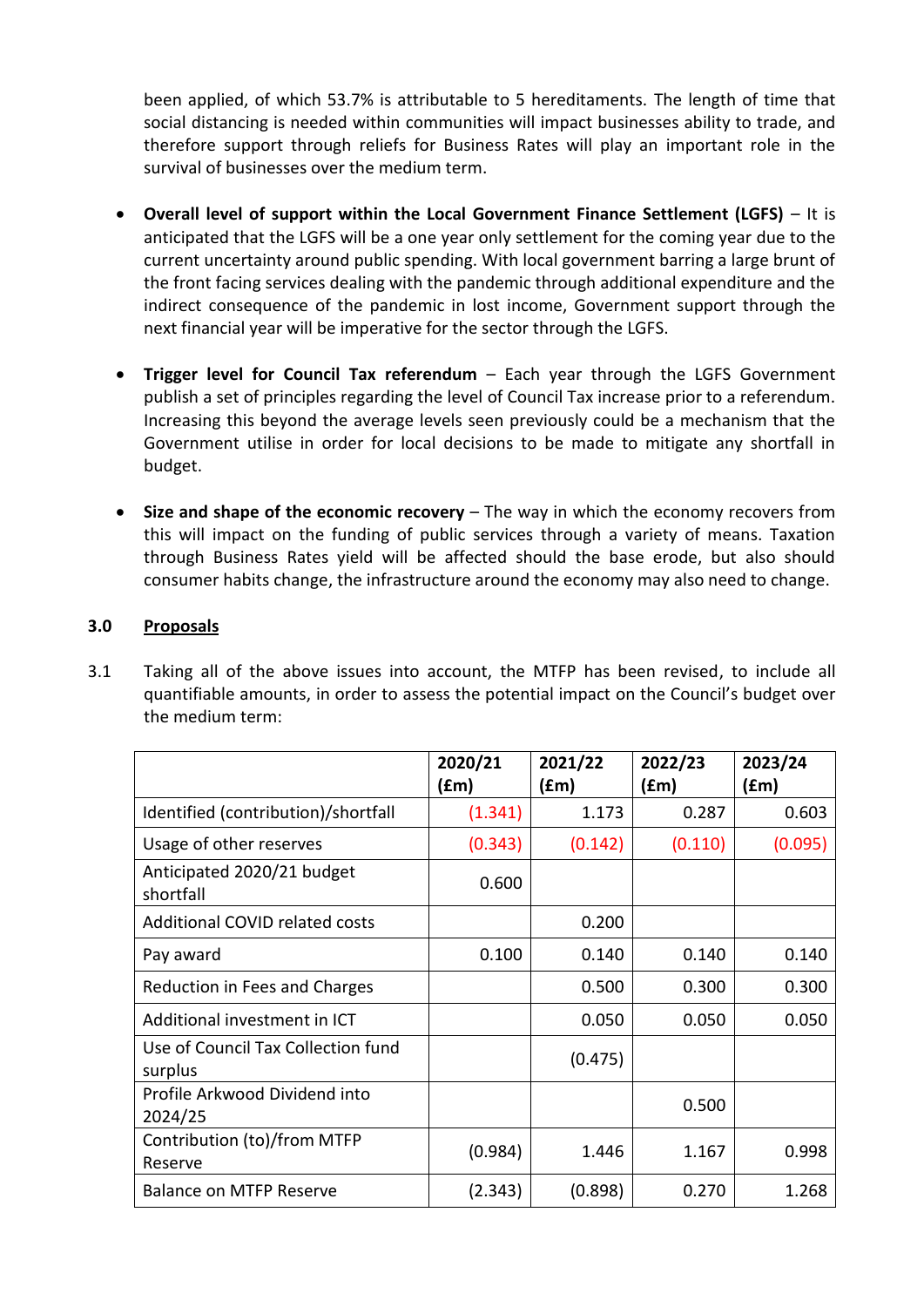been applied, of which 53.7% is attributable to 5 hereditaments. The length of time that social distancing is needed within communities will impact businesses ability to trade, and therefore support through reliefs for Business Rates will play an important role in the survival of businesses over the medium term.

- **Overall level of support within the Local Government Finance Settlement (LGFS)** – It is anticipated that the LGFS will be a one year only settlement for the coming year due to the current uncertainty around public spending. With local government barring a large brunt of the front facing services dealing with the pandemic through additional expenditure and the indirect consequence of the pandemic in lost income, Government support through the next financial year will be imperative for the sector through the LGFS.

- **Trigger level for Council Tax referendum** – Each year through the LGFS Government publish a set of principles regarding the level of Council Tax increase prior to a referendum. Increasing this beyond the average levels seen previously could be a mechanism that the Government utilise in order for local decisions to be made to mitigate any shortfall in budget.

- **Size and shape of the economic recovery** – The way in which the economy recovers from this will impact on the funding of public services through a variety of means. Taxation through Business Rates yield will be affected should the base erode, but also should consumer habits change, the infrastructure around the economy may also need to change.

## 3.0 Proposals

3.1 Taking all of the above issues into account, the MTFP has been revised, to include all quantifiable amounts, in order to assess the potential impact on the Council's budget over the medium term:

| | 2020/21 (£m) | 2021/22 (£m) | 2022/23 (£m) | 2023/24 (£m) |
|---|---|---|---|---|
| Identified (contribution)/shortfall | (1.341) | 1.173 | 0.287 | 0.603 |
| Usage of other reserves | (0.343) | (0.142) | (0.110) | (0.095) |
| Anticipated 2020/21 budget shortfall | 0.600 | | | |
| Additional COVID related costs | | 0.200 | | |
| Pay award | 0.100 | 0.140 | 0.140 | 0.140 |
| Reduction in Fees and Charges | | 0.500 | 0.300 | 0.300 |
| Additional investment in ICT | | 0.050 | 0.050 | 0.050 |
| Use of Council Tax Collection fund surplus | | (0.475) | | |
| Profile Arkwood Dividend into 2024/25 | | | 0.500 | |
| Contribution (to)/from MTFP Reserve | (0.984) | 1.446 | 1.167 | 0.998 |
| Balance on MTFP Reserve | (2.343) | (0.898) | 0.270 | 1.268 |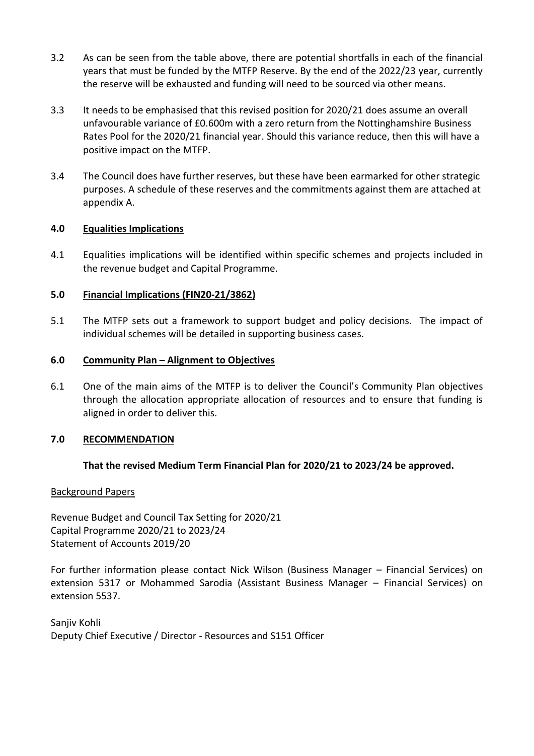3.2 As can be seen from the table above, there are potential shortfalls in each of the financial years that must be funded by the MTFP Reserve. By the end of the 2022/23 year, currently the reserve will be exhausted and funding will need to be sourced via other means.

3.3 It needs to be emphasised that this revised position for 2020/21 does assume an overall unfavourable variance of £0.600m with a zero return from the Nottinghamshire Business Rates Pool for the 2020/21 financial year. Should this variance reduce, then this will have a positive impact on the MTFP.

3.4 The Council does have further reserves, but these have been earmarked for other strategic purposes. A schedule of these reserves and the commitments against them are attached at appendix A.

## 4.0 Equalities Implications

4.1 Equalities implications will be identified within specific schemes and projects included in the revenue budget and Capital Programme.

## 5.0 Financial Implications (FIN20-21/3862)

5.1 The MTFP sets out a framework to support budget and policy decisions. The impact of individual schemes will be detailed in supporting business cases.

## 6.0 Community Plan – Alignment to Objectives

6.1 One of the main aims of the MTFP is to deliver the Council's Community Plan objectives through the allocation appropriate allocation of resources and to ensure that funding is aligned in order to deliver this.

## 7.0 RECOMMENDATION

**That the revised Medium Term Financial Plan for 2020/21 to 2023/24 be approved.**

Background Papers

Revenue Budget and Council Tax Setting for 2020/21
Capital Programme 2020/21 to 2023/24
Statement of Accounts 2019/20

For further information please contact Nick Wilson (Business Manager – Financial Services) on extension 5317 or Mohammed Sarodia (Assistant Business Manager – Financial Services) on extension 5537.

Sanjiv Kohli
Deputy Chief Executive / Director - Resources and S151 Officer